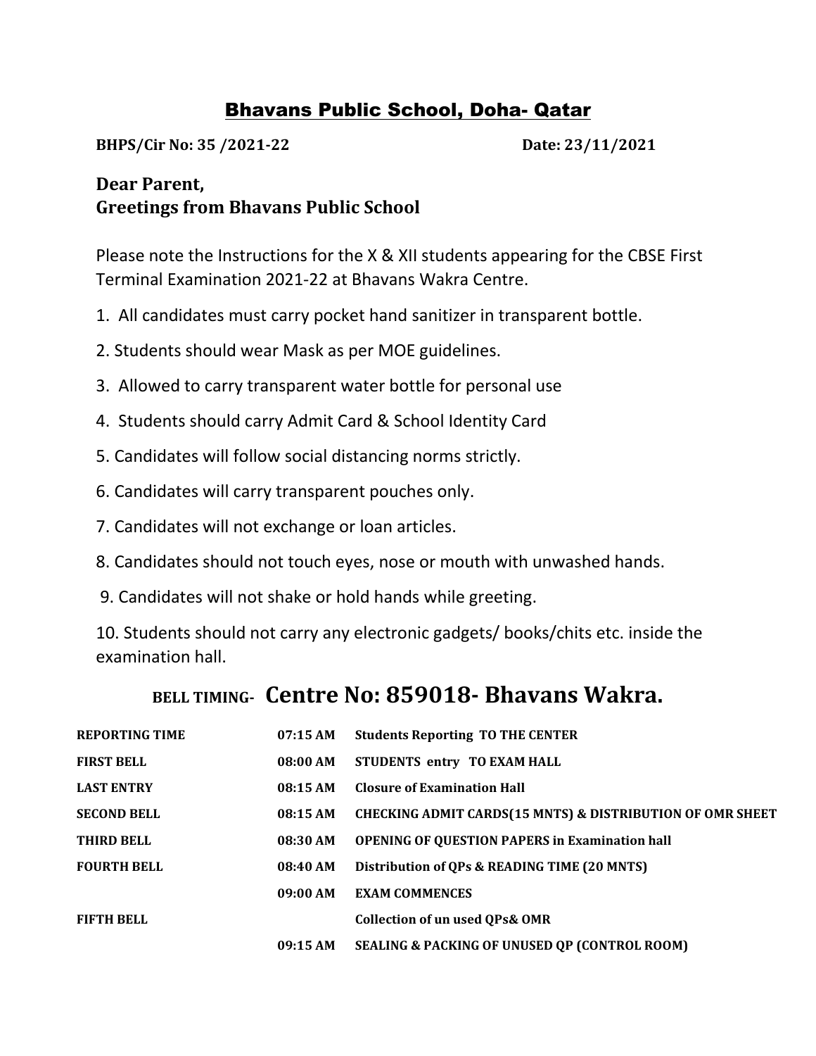# Bhavans Public School, Doha- Qatar

**BHPS/Cir No: 35 /2021-22** **Date: 23/11/2021**

**Dear Parent,**
**Greetings from Bhavans Public School**

Please note the Instructions for the X & XII students appearing for the CBSE First Terminal Examination 2021-22 at Bhavans Wakra Centre.

1. All candidates must carry pocket hand sanitizer in transparent bottle.
2. Students should wear Mask as per MOE guidelines.
3. Allowed to carry transparent water bottle for personal use
4. Students should carry Admit Card & School Identity Card
5. Candidates will follow social distancing norms strictly.
6. Candidates will carry transparent pouches only.
7. Candidates will not exchange or loan articles.
8. Candidates should not touch eyes, nose or mouth with unwashed hands.
9. Candidates will not shake or hold hands while greeting.
10. Students should not carry any electronic gadgets/ books/chits etc. inside the examination hall.

## BELL TIMING- Centre No: 859018- Bhavans Wakra.

| | | |
|---|---|---|
| **REPORTING TIME** | **07:15 AM** | **Students Reporting TO THE CENTER** |
| **FIRST BELL** | **08:00 AM** | **STUDENTS entry TO EXAM HALL** |
| **LAST ENTRY** | **08:15 AM** | **Closure of Examination Hall** |
| **SECOND BELL** | **08:15 AM** | **CHECKING ADMIT CARDS(15 MNTS) & DISTRIBUTION OF OMR SHEET** |
| **THIRD BELL** | **08:30 AM** | **OPENING OF QUESTION PAPERS in Examination hall** |
| **FOURTH BELL** | **08:40 AM** | **Distribution of QPs & READING TIME (20 MNTS)** |
| | **09:00 AM** | **EXAM COMMENCES** |
| **FIFTH BELL** | | **Collection of un used QPs& OMR** |
| | **09:15 AM** | **SEALING & PACKING OF UNUSED QP (CONTROL ROOM)** |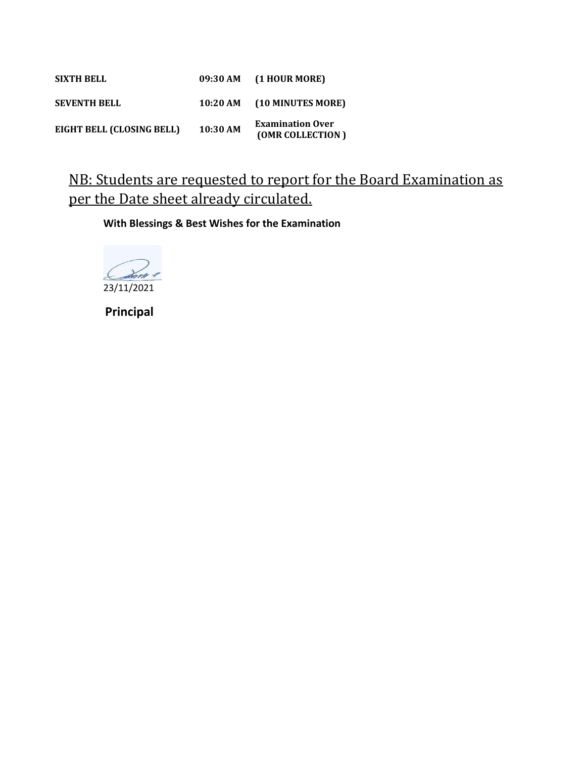| | | |
|---|---|---|
| **SIXTH BELL** | **09:30 AM** | **(1 HOUR MORE)** |
| **SEVENTH BELL** | **10:20 AM** | **(10 MINUTES MORE)** |
| **EIGHT BELL (CLOSING BELL)** | **10:30 AM** | **Examination Over (OMR COLLECTION )** |

NB: Students are requested to report for the Board Examination as per the Date sheet already circulated.

**With Blessings & Best Wishes for the Examination**

23/11/2021

**Principal**